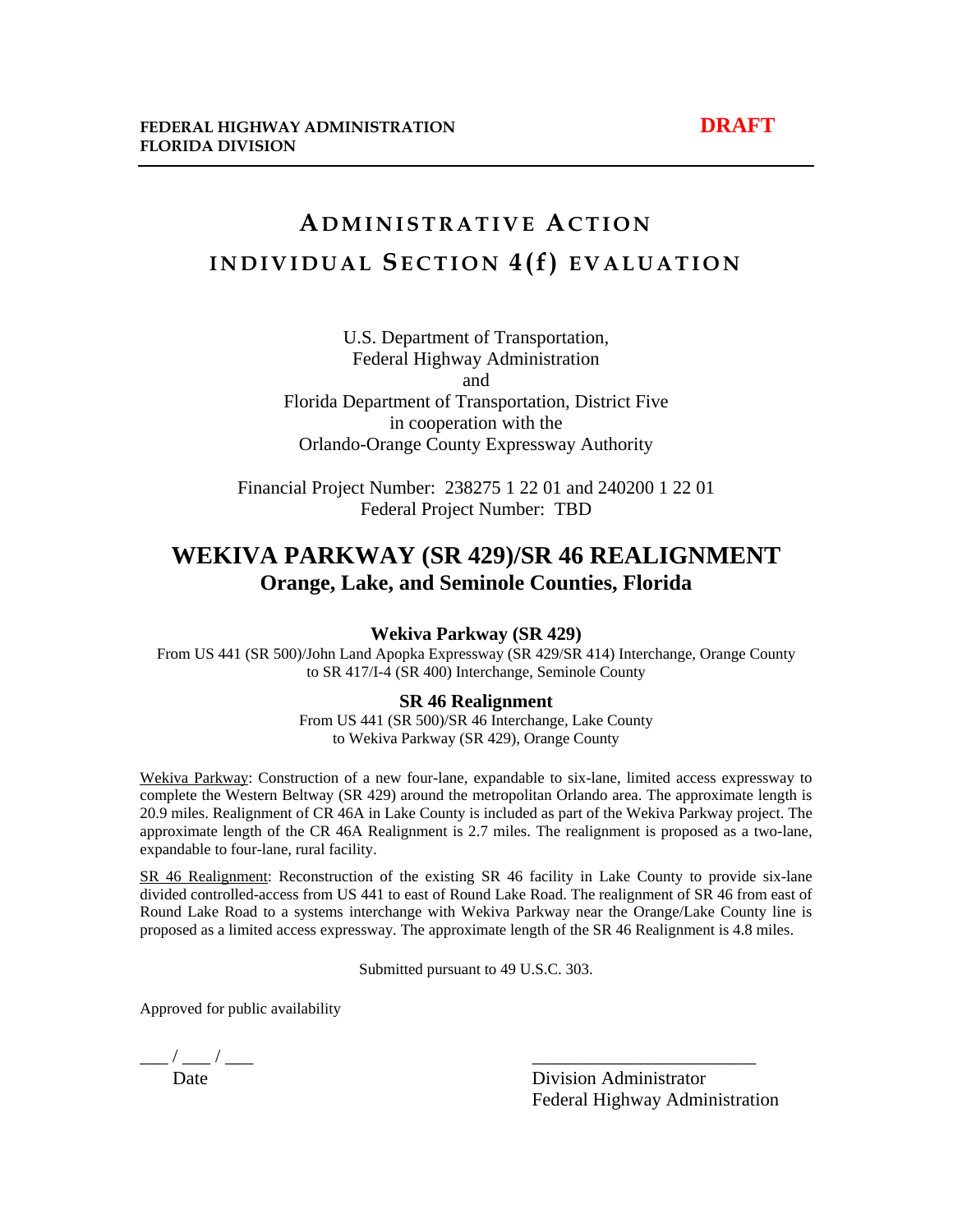**FEDERAL HIGHWAY ADMINISTRATION**
**FLORIDA DIVISION**

**DRAFT**

# ADMINISTRATIVE ACTION
# INDIVIDUAL SECTION 4(f) EVALUATION

U.S. Department of Transportation,
Federal Highway Administration
and
Florida Department of Transportation, District Five
in cooperation with the
Orlando-Orange County Expressway Authority

Financial Project Number: 238275 1 22 01 and 240200 1 22 01
Federal Project Number: TBD

## WEKIVA PARKWAY (SR 429)/SR 46 REALIGNMENT
### Orange, Lake, and Seminole Counties, Florida

**Wekiva Parkway (SR 429)**

From US 441 (SR 500)/John Land Apopka Expressway (SR 429/SR 414) Interchange, Orange County to SR 417/I-4 (SR 400) Interchange, Seminole County

**SR 46 Realignment**

From US 441 (SR 500)/SR 46 Interchange, Lake County
to Wekiva Parkway (SR 429), Orange County

Wekiva Parkway: Construction of a new four-lane, expandable to six-lane, limited access expressway to complete the Western Beltway (SR 429) around the metropolitan Orlando area. The approximate length is 20.9 miles. Realignment of CR 46A in Lake County is included as part of the Wekiva Parkway project. The approximate length of the CR 46A Realignment is 2.7 miles. The realignment is proposed as a two-lane, expandable to four-lane, rural facility.

SR 46 Realignment: Reconstruction of the existing SR 46 facility in Lake County to provide six-lane divided controlled-access from US 441 to east of Round Lake Road. The realignment of SR 46 from east of Round Lake Road to a systems interchange with Wekiva Parkway near the Orange/Lake County line is proposed as a limited access expressway. The approximate length of the SR 46 Realignment is 4.8 miles.

Submitted pursuant to 49 U.S.C. 303.

Approved for public availability

___ / ___ / ___
Date

________________________
Division Administrator
Federal Highway Administration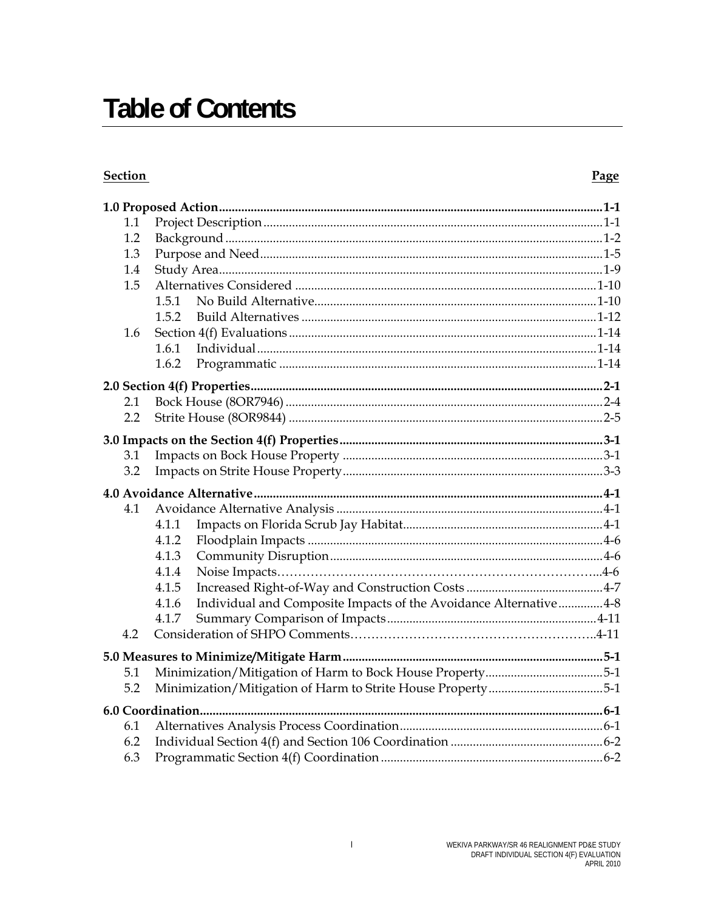# Table of Contents

| Section | Page |
|---|---|
| **1.0 Proposed Action** | **1-1** |
| 1.1 Project Description | 1-1 |
| 1.2 Background | 1-2 |
| 1.3 Purpose and Need | 1-5 |
| 1.4 Study Area | 1-9 |
| 1.5 Alternatives Considered | 1-10 |
| 1.5.1 No Build Alternative | 1-10 |
| 1.5.2 Build Alternatives | 1-12 |
| 1.6 Section 4(f) Evaluations | 1-14 |
| 1.6.1 Individual | 1-14 |
| 1.6.2 Programmatic | 1-14 |
| **2.0 Section 4(f) Properties** | **2-1** |
| 2.1 Bock House (8OR7946) | 2-4 |
| 2.2 Strite House (8OR9844) | 2-5 |
| **3.0 Impacts on the Section 4(f) Properties** | **3-1** |
| 3.1 Impacts on Bock House Property | 3-1 |
| 3.2 Impacts on Strite House Property | 3-3 |
| **4.0 Avoidance Alternative** | **4-1** |
| 4.1 Avoidance Alternative Analysis | 4-1 |
| 4.1.1 Impacts on Florida Scrub Jay Habitat | 4-1 |
| 4.1.2 Floodplain Impacts | 4-6 |
| 4.1.3 Community Disruption | 4-6 |
| 4.1.4 Noise Impacts | 4-6 |
| 4.1.5 Increased Right-of-Way and Construction Costs | 4-7 |
| 4.1.6 Individual and Composite Impacts of the Avoidance Alternative | 4-8 |
| 4.1.7 Summary Comparison of Impacts | 4-11 |
| 4.2 Consideration of SHPO Comments | 4-11 |
| **5.0 Measures to Minimize/Mitigate Harm** | **5-1** |
| 5.1 Minimization/Mitigation of Harm to Bock House Property | 5-1 |
| 5.2 Minimization/Mitigation of Harm to Strite House Property | 5-1 |
| **6.0 Coordination** | **6-1** |
| 6.1 Alternatives Analysis Process Coordination | 6-1 |
| 6.2 Individual Section 4(f) and Section 106 Coordination | 6-2 |
| 6.3 Programmatic Section 4(f) Coordination | 6-2 |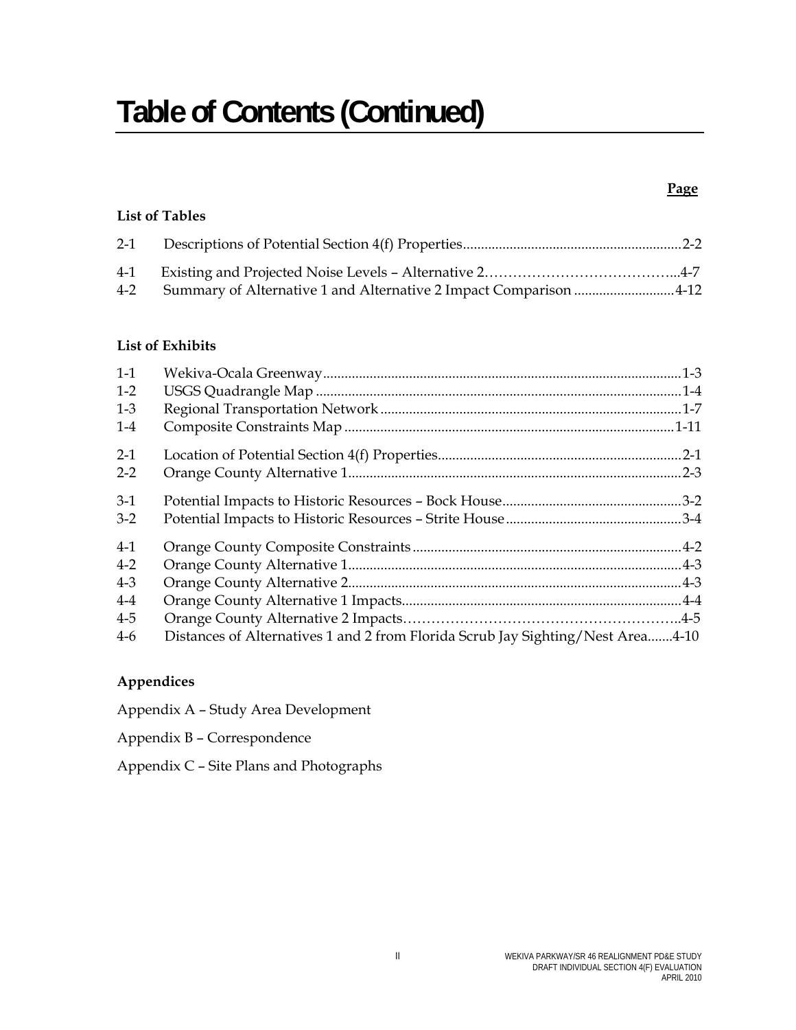# Table of Contents (Continued)

**Page**

**List of Tables**

| | | |
|---|---|---|
| 2-1 | Descriptions of Potential Section 4(f) Properties | 2-2 |
| 4-1 | Existing and Projected Noise Levels – Alternative 2 | 4-7 |
| 4-2 | Summary of Alternative 1 and Alternative 2 Impact Comparison | 4-12 |

**List of Exhibits**

| | | |
|---|---|---|
| 1-1 | Wekiva-Ocala Greenway | 1-3 |
| 1-2 | USGS Quadrangle Map | 1-4 |
| 1-3 | Regional Transportation Network | 1-7 |
| 1-4 | Composite Constraints Map | 1-11 |
| 2-1 | Location of Potential Section 4(f) Properties | 2-1 |
| 2-2 | Orange County Alternative 1 | 2-3 |
| 3-1 | Potential Impacts to Historic Resources – Bock House | 3-2 |
| 3-2 | Potential Impacts to Historic Resources – Strite House | 3-4 |
| 4-1 | Orange County Composite Constraints | 4-2 |
| 4-2 | Orange County Alternative 1 | 4-3 |
| 4-3 | Orange County Alternative 2 | 4-3 |
| 4-4 | Orange County Alternative 1 Impacts | 4-4 |
| 4-5 | Orange County Alternative 2 Impacts | 4-5 |
| 4-6 | Distances of Alternatives 1 and 2 from Florida Scrub Jay Sighting/Nest Area | 4-10 |

**Appendices**

Appendix A – Study Area Development

Appendix B – Correspondence

Appendix C – Site Plans and Photographs